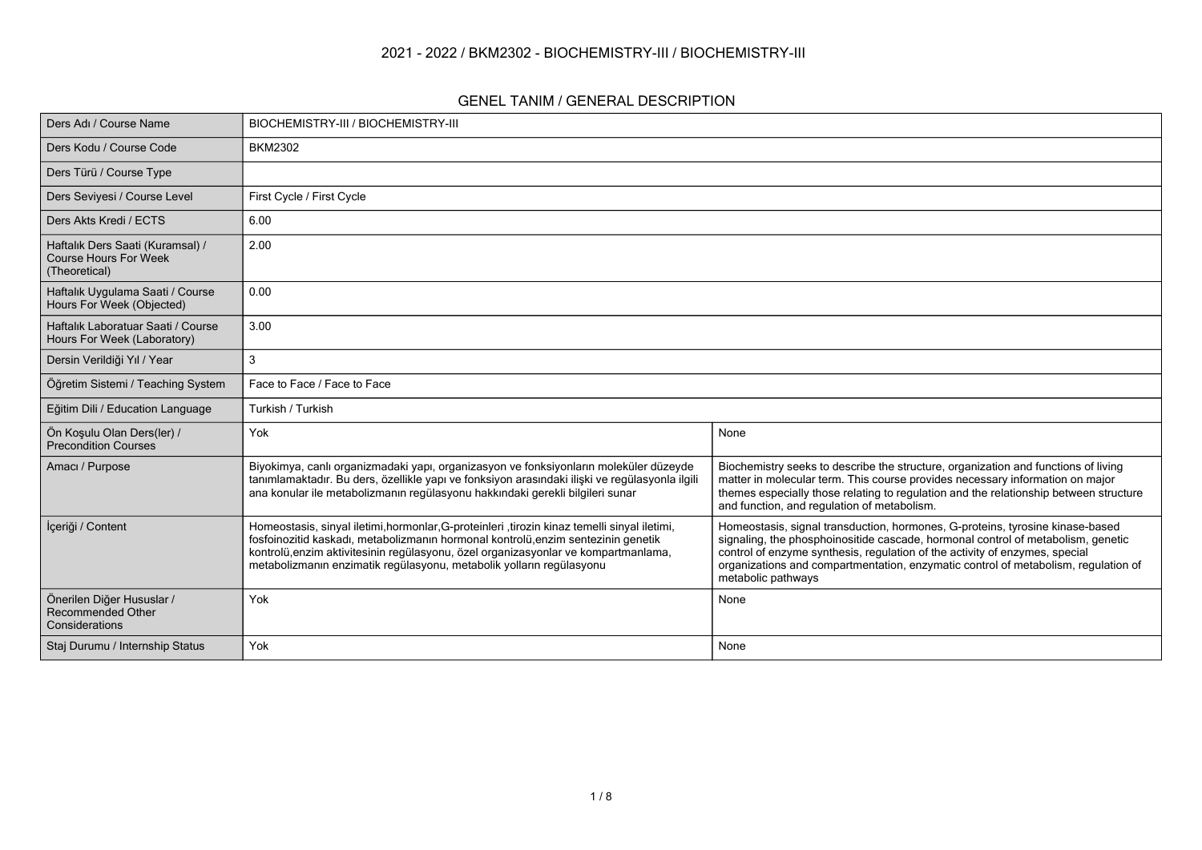# 2021 - 2022 / BKM2302 - BIOCHEMISTRY-III / BIOCHEMISTRY-III

## GENEL TANIM / GENERAL DESCRIPTION

| Ders Adı / Course Name | BIOCHEMISTRY-III / BIOCHEMISTRY-III | |
|---|---|---|
| Ders Kodu / Course Code | BKM2302 | |
| Ders Türü / Course Type | | |
| Ders Seviyesi / Course Level | First Cycle / First Cycle | |
| Ders Akts Kredi / ECTS | 6.00 | |
| Haftalık Ders Saati (Kuramsal) / Course Hours For Week (Theoretical) | 2.00 | |
| Haftalık Uygulama Saati / Course Hours For Week (Objected) | 0.00 | |
| Haftalık Laboratuar Saati / Course Hours For Week (Laboratory) | 3.00 | |
| Dersin Verildiği Yıl / Year | 3 | |
| Öğretim Sistemi / Teaching System | Face to Face / Face to Face | |
| Eğitim Dili / Education Language | Turkish / Turkish | |
| Ön Koşulu Olan Ders(ler) / Precondition Courses | Yok | None |
| Amacı / Purpose | Biyokimya, canlı organizmadaki yapı, organizasyon ve fonksiyonların moleküler düzeyde tanımlamaktadır. Bu ders, özellikle yapı ve fonksiyon arasındaki ilişki ve regülasyonla ilgili ana konular ile metabolizmanın regülasyonu hakkındaki gerekli bilgileri sunar | Biochemistry seeks to describe the structure, organization and functions of living matter in molecular term. This course provides necessary information on major themes especially those relating to regulation and the relationship between structure and function, and regulation of metabolism. |
| İçeriği / Content | Homeostasis, sinyal iletimi,hormonlar,G-proteinleri ,tirozin kinaz temelli sinyal iletimi, fosfoinozitid kaskadı, metabolizmanın hormonal kontrolü,enzim sentezinin genetik kontrolü,enzim aktivitesinin regülasyonu, özel organizasyonlar ve kompartmanlama, metabolizmanın enzimatik regülasyonu, metabolik yolların regülasyonu | Homeostasis, signal transduction, hormones, G-proteins, tyrosine kinase-based signaling, the phosphoinositide cascade, hormonal control of metabolism, genetic control of enzyme synthesis, regulation of the activity of enzymes, special organizations and compartmentation, enzymatic control of metabolism, regulation of metabolic pathways |
| Önerilen Diğer Hususlar / Recommended Other Considerations | Yok | None |
| Staj Durumu / Internship Status | Yok | None |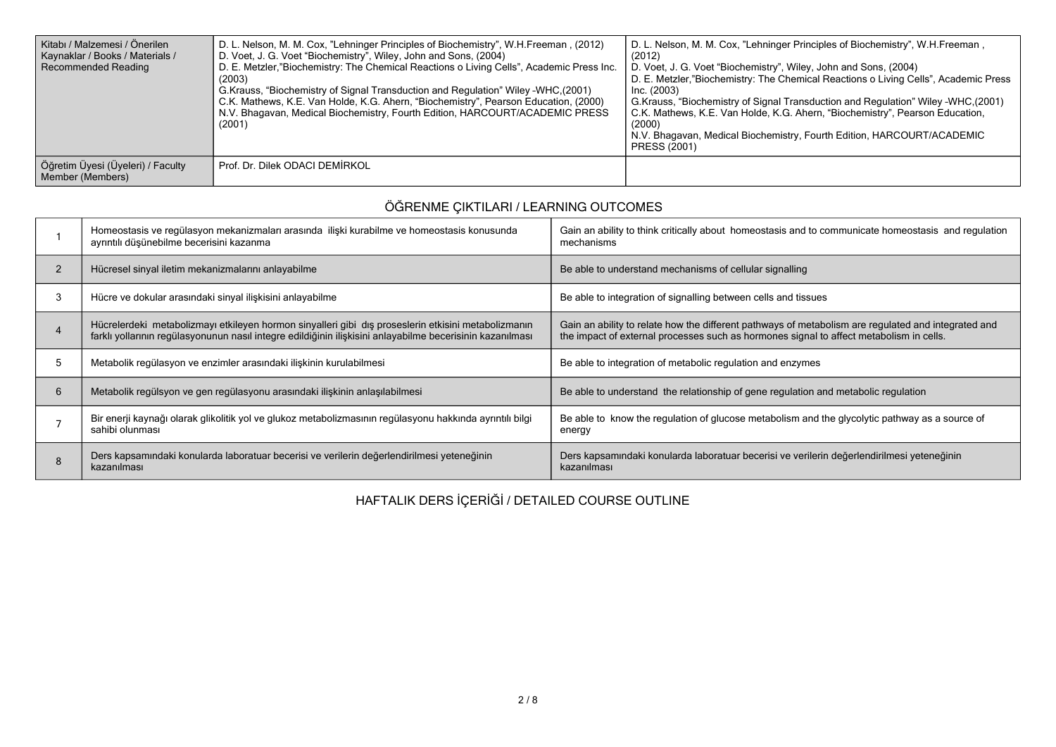| Kitabı / Malzemesi / Önerilen Kaynaklar / Books / Materials / Recommended Reading | D. L. Nelson, M. M. Cox, "Lehninger Principles of Biochemistry", W.H.Freeman , (2012)<br>D. Voet, J. G. Voet "Biochemistry", Wiley, John and Sons, (2004)<br>D. E. Metzler,"Biochemistry: The Chemical Reactions o Living Cells", Academic Press Inc. (2003)<br>G.Krauss, "Biochemistry of Signal Transduction and Regulation" Wiley -WHC,(2001)<br>C.K. Mathews, K.E. Van Holde, K.G. Ahern, "Biochemistry", Pearson Education, (2000)<br>N.V. Bhagavan, Medical Biochemistry, Fourth Edition, HARCOURT/ACADEMIC PRESS (2001) | D. L. Nelson, M. M. Cox, "Lehninger Principles of Biochemistry", W.H.Freeman , (2012)<br>D. Voet, J. G. Voet "Biochemistry", Wiley, John and Sons, (2004)<br>D. E. Metzler,"Biochemistry: The Chemical Reactions o Living Cells", Academic Press Inc. (2003)<br>G.Krauss, "Biochemistry of Signal Transduction and Regulation" Wiley -WHC,(2001)<br>C.K. Mathews, K.E. Van Holde, K.G. Ahern, "Biochemistry", Pearson Education, (2000)<br>N.V. Bhagavan, Medical Biochemistry, Fourth Edition, HARCOURT/ACADEMIC PRESS (2001) |
|---|---|---|
| Öğretim Üyesi (Üyeleri) / Faculty Member (Members) | Prof. Dr. Dilek ODACI DEMİRKOL | |

## ÖĞRENME ÇIKTILARI / LEARNING OUTCOMES

| | | |
|---|---|---|
| 1 | Homeostasis ve regülasyon mekanizmaları arasında ilişki kurabilme ve homeostasis konusunda ayrıntılı düşünebilme becerisini kazanma | Gain an ability to think critically about homeostasis and to communicate homeostasis and regulation mechanisms |
| 2 | Hücresel sinyal iletim mekanizmalarını anlayabilme | Be able to understand mechanisms of cellular signalling |
| 3 | Hücre ve dokular arasındaki sinyal ilişkisini anlayabilme | Be able to integration of signalling between cells and tissues |
| 4 | Hücrelerdeki metabolizmayı etkileyen hormon sinyalleri gibi dış proseslerin etkisini metabolizmanın farklı yollarının regülasyonunun nasıl integre edildiğinin ilişkisini anlayabilme becerisinin kazanılması | Gain an ability to relate how the different pathways of metabolism are regulated and integrated and the impact of external processes such as hormones signal to affect metabolism in cells. |
| 5 | Metabolik regülasyon ve enzimler arasındaki ilişkinin kurulabilmesi | Be able to integration of metabolic regulation and enzymes |
| 6 | Metabolik regülsyon ve gen regülasyonu arasındaki ilişkinin anlaşılabilmesi | Be able to understand the relationship of gene regulation and metabolic regulation |
| 7 | Bir enerji kaynağı olarak glikolitik yol ve glukoz metabolizmasının regülasyonu hakkında ayrıntılı bilgi sahibi olunması | Be able to know the regulation of glucose metabolism and the glycolytic pathway as a source of energy |
| 8 | Ders kapsamındaki konularda laboratuar becerisi ve verilerin değerlendirilmesi yeteneğinin kazanılması | Ders kapsamındaki konularda laboratuar becerisi ve verilerin değerlendirilmesi yeteneğinin kazanılması |

## HAFTALIK DERS İÇERİĞİ / DETAILED COURSE OUTLINE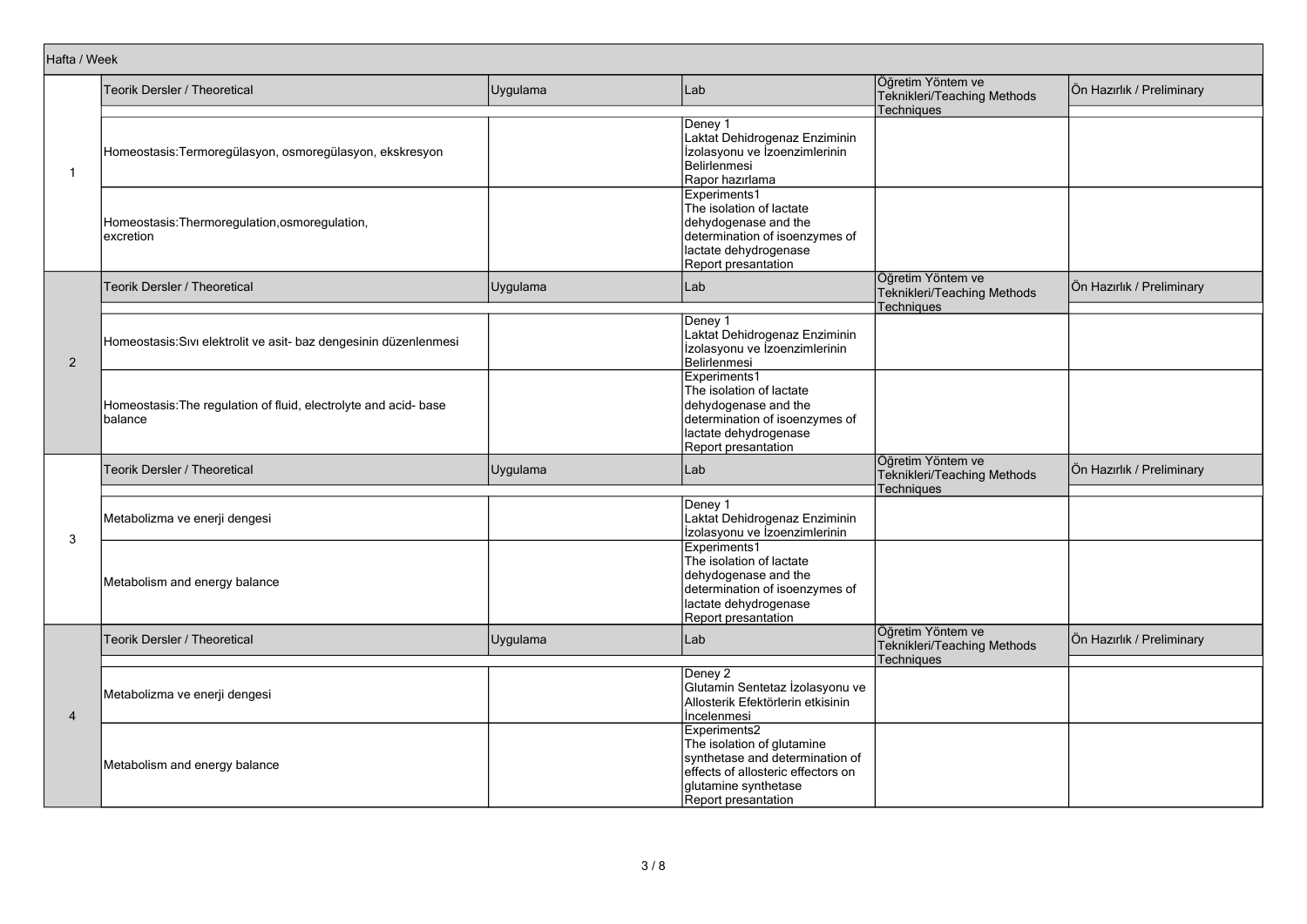| Hafta / Week | Teorik Dersler / Theoretical | Uygulama | Lab | Öğretim Yöntem ve Teknikleri/Teaching Methods Techniques | Ön Hazırlık / Preliminary |
|---|---|---|---|---|---|
| 1 | Homeostasis:Termoregülasyon, osmoregülasyon, ekskresyon | | Deney 1 Laktat Dehidrogenaz Enziminin İzolasyonu ve İzoenzimlerinin Belirlenmesi Rapor hazırlama | | |
| | Homeostasis:Thermoregulation,osmoregulation, excretion | | Experiments1 The isolation of lactate dehydogenase and the determination of isoenzymes of lactate dehydrogenase Report presantation | | |
| 2 | Homeostasis:Sıvı elektrolit ve asit- baz dengesinin düzenlenmesi | | Deney 1 Laktat Dehidrogenaz Enziminin İzolasyonu ve İzoenzimlerinin Belirlenmesi | | |
| | Homeostasis:The regulation of fluid, electrolyte and acid- base balance | | Experiments1 The isolation of lactate dehydogenase and the determination of isoenzymes of lactate dehydrogenase Report presantation | | |
| 3 | Metabolizma ve enerji dengesi | | Deney 1 Laktat Dehidrogenaz Enziminin İzolasyonu ve İzoenzimlerinin | | |
| | Metabolism and energy balance | | Experiments1 The isolation of lactate dehydogenase and the determination of isoenzymes of lactate dehydrogenase Report presantation | | |
| 4 | Metabolizma ve enerji dengesi | | Deney 2 Glutamin Sentetaz İzolasyonu ve Allosterik Efektörlerin etkisinin İncelenmesi | | |
| | Metabolism and energy balance | | Experiments2 The isolation of glutamine synthetase and determination of effects of allosteric effectors on glutamine synthetase Report presantation | | |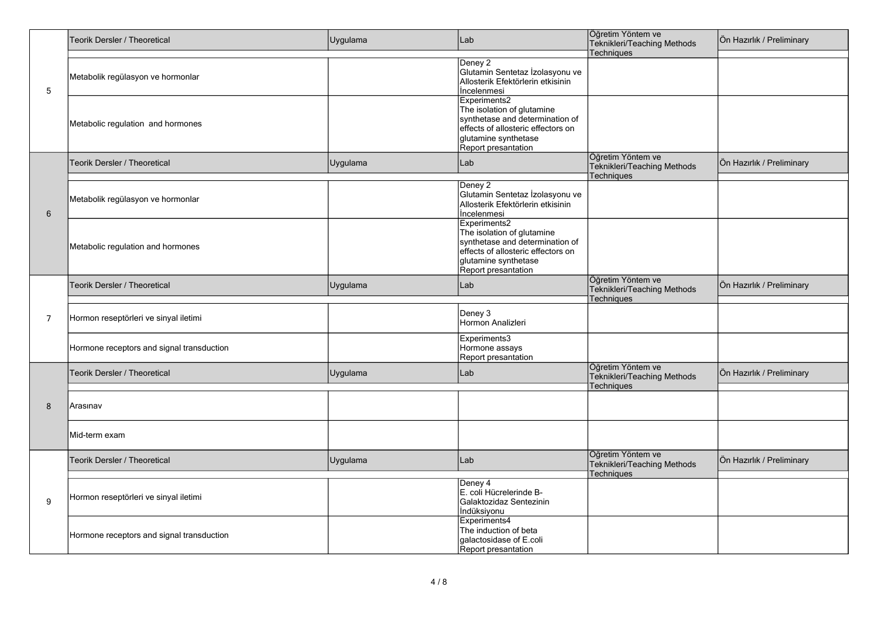| Hafta | Teorik Dersler / Theoretical | Uygulama | Lab | Öğretim Yöntem ve Teknikleri/Teaching Methods Techniques | Ön Hazırlık / Preliminary |
|---|---|---|---|---|---|
| 5 | Metabolik regülasyon ve hormonlar | | Deney 2 Glutamin Sentetaz İzolasyonu ve Allosterik Efektörlerin etkisinin İncelenmesi | | |
| | Metabolic regulation and hormones | | Experiments2 The isolation of glutamine synthetase and determination of effects of allosteric effectors on glutamine synthetase Report presantation | | |
| 6 | Metabolik regülasyon ve hormonlar | | Deney 2 Glutamin Sentetaz İzolasyonu ve Allosterik Efektörlerin etkisinin İncelenmesi | | |
| | Metabolic regulation and hormones | | Experiments2 The isolation of glutamine synthetase and determination of effects of allosteric effectors on glutamine synthetase Report presantation | | |
| 7 | Hormon reseptörleri ve sinyal iletimi | | Deney 3 Hormon Analizleri | | |
| | Hormone receptors and signal transduction | | Experiments3 Hormone assays Report presantation | | |
| 8 | Arasınav | | | | |
| | Mid-term exam | | | | |
| 9 | Hormon reseptörleri ve sinyal iletimi | | Deney 4 E. coli Hücrelerinde B-Galaktozidaz Sentezinin İndüksiyonu | | |
| | Hormone receptors and signal transduction | | Experiments4 The induction of beta galactosidase of E.coli Report presantation | | |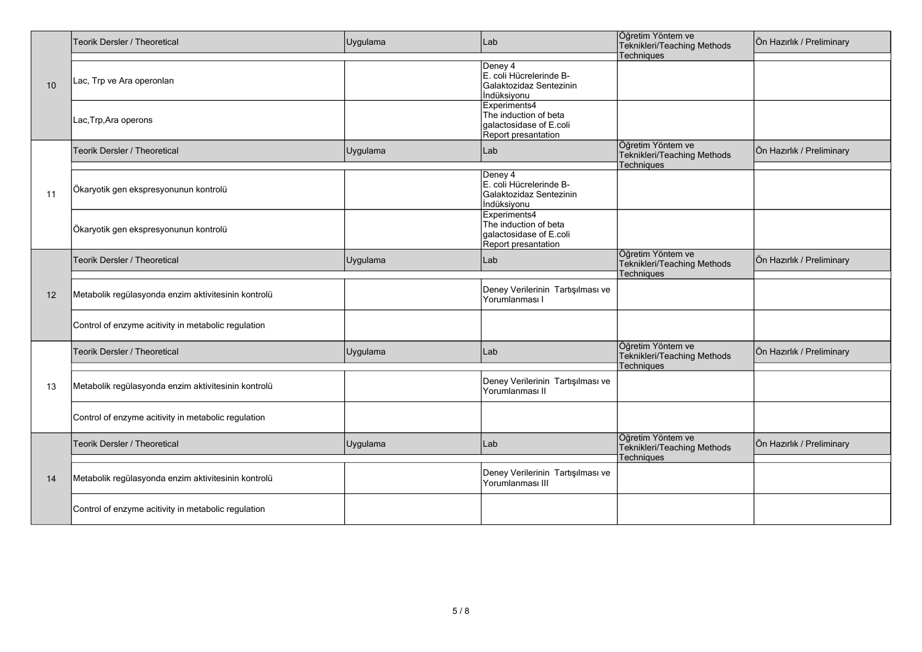| Hafta | Teorik Dersler / Theoretical | Uygulama | Lab | Öğretim Yöntem ve Teknikleri/Teaching Methods Techniques | Ön Hazırlık / Preliminary |
|---|---|---|---|---|---|
| 10 | Lac, Trp ve Ara operonları | | Deney 4 E. coli Hücrelerinde B-Galaktozidaz Sentezinin İndüksiyonu | | |
| | Lac,Trp,Ara operons | | Experiments4 The induction of beta galactosidase of E.coli Report presantation | | |
| | Teorik Dersler / Theoretical | Uygulama | Lab | Öğretim Yöntem ve Teknikleri/Teaching Methods Techniques | Ön Hazırlık / Preliminary |
| 11 | Ökaryotik gen ekspresyonunun kontrolü | | Deney 4 E. coli Hücrelerinde B-Galaktozidaz Sentezinin İndüksiyonu | | |
| | Ökaryotik gen ekspresyonunun kontrolü | | Experiments4 The induction of beta galactosidase of E.coli Report presantation | | |
| | Teorik Dersler / Theoretical | Uygulama | Lab | Öğretim Yöntem ve Teknikleri/Teaching Methods Techniques | Ön Hazırlık / Preliminary |
| 12 | Metabolik regülasyonda enzim aktivitesinin kontrolü | | Deney Verilerinin Tartışılması ve Yorumlanması I | | |
| | Control of enzyme acitivity in metabolic regulation | | | | |
| | Teorik Dersler / Theoretical | Uygulama | Lab | Öğretim Yöntem ve Teknikleri/Teaching Methods Techniques | Ön Hazırlık / Preliminary |
| 13 | Metabolik regülasyonda enzim aktivitesinin kontrolü | | Deney Verilerinin Tartışılması ve Yorumlanması II | | |
| | Control of enzyme acitivity in metabolic regulation | | | | |
| | Teorik Dersler / Theoretical | Uygulama | Lab | Öğretim Yöntem ve Teknikleri/Teaching Methods Techniques | Ön Hazırlık / Preliminary |
| 14 | Metabolik regülasyonda enzim aktivitesinin kontrolü | | Deney Verilerinin Tartışılması ve Yorumlanması III | | |
| | Control of enzyme acitivity in metabolic regulation | | | | |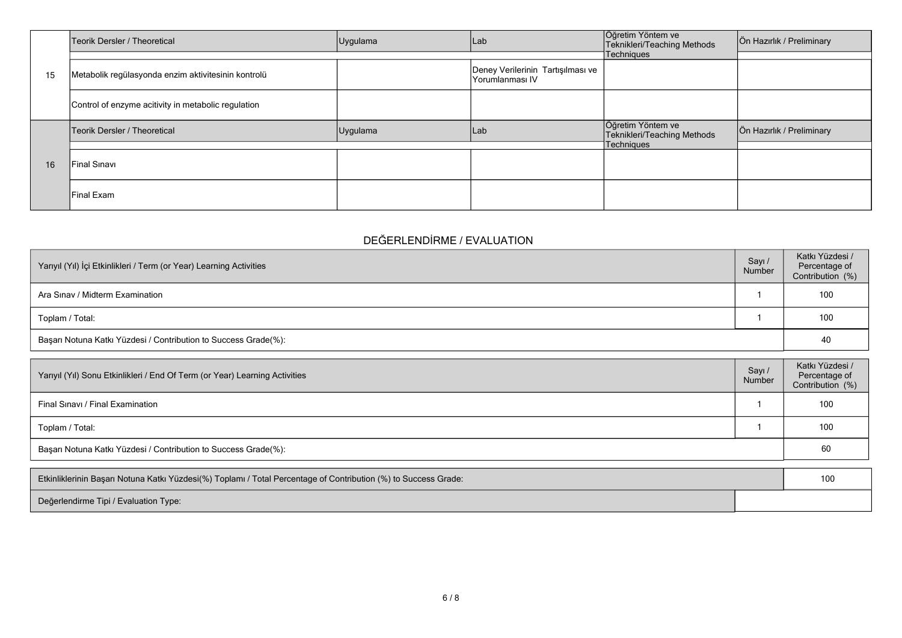| | Teorik Dersler / Theoretical | Uygulama | Lab | Öğretim Yöntem ve Teknikleri/Teaching Methods Techniques | Ön Hazırlık / Preliminary |
|---|---|---|---|---|---|
| 15 | Metabolik regülasyonda enzim aktivitesinin kontrolü | | Deney Verilerinin Tartışılması ve Yorumlanması IV | | |
| | Control of enzyme acitivity in metabolic regulation | | | | |
| | Teorik Dersler / Theoretical | Uygulama | Lab | Öğretim Yöntem ve Teknikleri/Teaching Methods Techniques | Ön Hazırlık / Preliminary |
| 16 | Final Sınavı | | | | |
| | Final Exam | | | | |

## DEĞERLENDİRME / EVALUATION

| Yarıyıl (Yıl) İçi Etkinlikleri / Term (or Year) Learning Activities | Sayı / Number | Katkı Yüzdesi / Percentage of Contribution (%) |
|---|---|---|
| Ara Sınav / Midterm Examination | 1 | 100 |
| Toplam / Total: | 1 | 100 |
| Başarı Notuna Katkı Yüzdesi / Contribution to Success Grade(%): | | 40 |

| Yarıyıl (Yıl) Sonu Etkinlikleri / End Of Term (or Year) Learning Activities | Sayı / Number | Katkı Yüzdesi / Percentage of Contribution (%) |
|---|---|---|
| Final Sınavı / Final Examination | 1 | 100 |
| Toplam / Total: | 1 | 100 |
| Başarı Notuna Katkı Yüzdesi / Contribution to Success Grade(%): | | 60 |

| Etkinliklerinin Başarı Notuna Katkı Yüzdesi(%) Toplamı / Total Percentage of Contribution (%) to Success Grade: | 100 |
|---|---|
| Değerlendirme Tipi / Evaluation Type: | |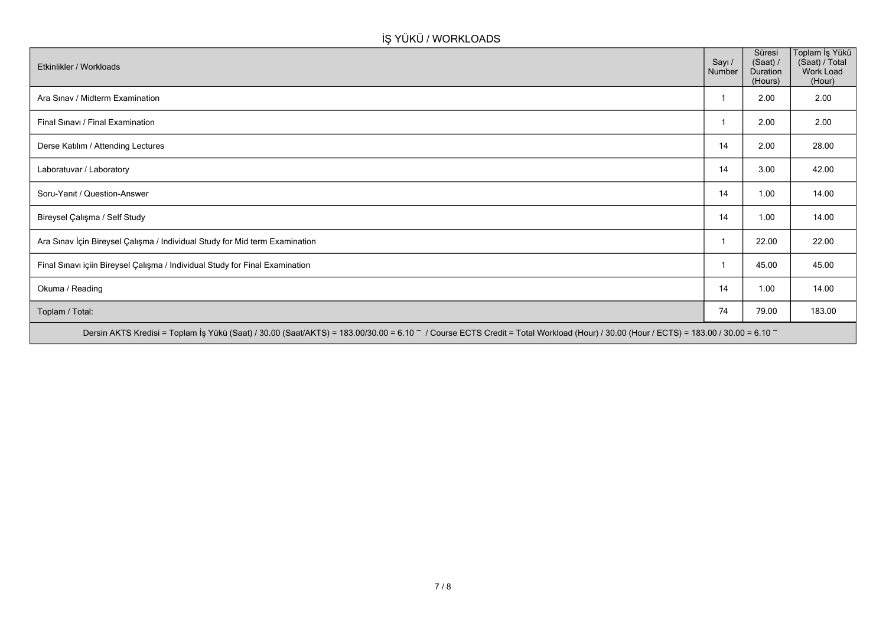## İŞ YÜKÜ / WORKLOADS

| Etkinlikler / Workloads | Sayı / Number | Süresi (Saat) / Duration (Hours) | Toplam İş Yükü (Saat) / Total Work Load (Hour) |
|---|---|---|---|
| Ara Sınav / Midterm Examination | 1 | 2.00 | 2.00 |
| Final Sınavı / Final Examination | 1 | 2.00 | 2.00 |
| Derse Katılım / Attending Lectures | 14 | 2.00 | 28.00 |
| Laboratuvar / Laboratory | 14 | 3.00 | 42.00 |
| Soru-Yanıt / Question-Answer | 14 | 1.00 | 14.00 |
| Bireysel Çalışma / Self Study | 14 | 1.00 | 14.00 |
| Ara Sınav İçin Bireysel Çalışma / Individual Study for Mid term Examination | 1 | 22.00 | 22.00 |
| Final Sınavı içiin Bireysel Çalışma / Individual Study for Final Examination | 1 | 45.00 | 45.00 |
| Okuma / Reading | 14 | 1.00 | 14.00 |
| Toplam / Total: | 74 | 79.00 | 183.00 |
| Dersin AKTS Kredisi = Toplam İş Yükü (Saat) / 30.00 (Saat/AKTS) = 183.00/30.00 = 6.10 ~ / Course ECTS Credit = Total Workload (Hour) / 30.00 (Hour / ECTS) = 183.00 / 30.00 = 6.10 ~ | | | |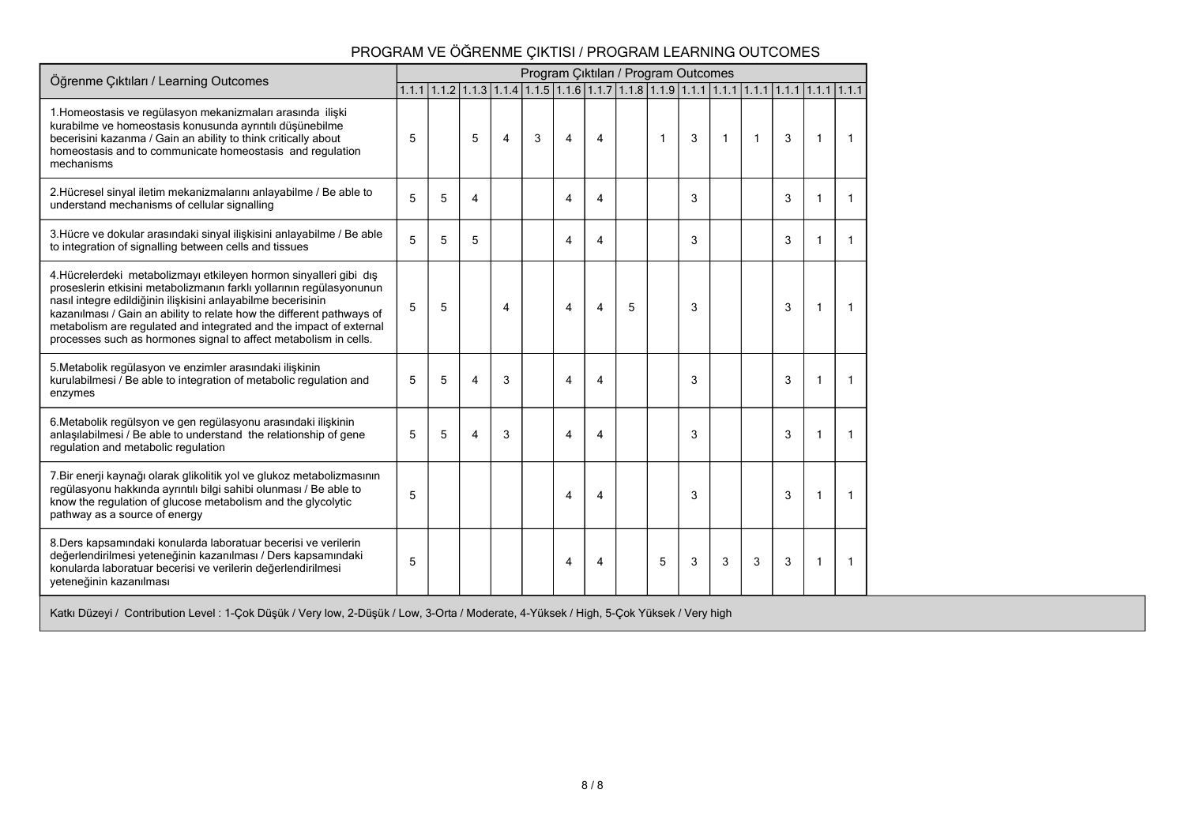# PROGRAM VE ÖĞRENME ÇIKTISI / PROGRAM LEARNING OUTCOMES

| Öğrenme Çıktıları / Learning Outcomes | Program Çıktıları / Program Outcomes | | | | | | | | | | | | | | |
|---|---|---|---|---|---|---|---|---|---|---|---|---|---|---|---|
| | 1.1.1 | 1.1.2 | 1.1.3 | 1.1.4 | 1.1.5 | 1.1.6 | 1.1.7 | 1.1.8 | 1.1.9 | 1.1.1 | 1.1.1 | 1.1.1 | 1.1.1 | 1.1.1 | 1.1.1 |
| 1.Homeostasis ve regülasyon mekanizmaları arasında ilişki kurabilme ve homeostasis konusunda ayrıntılı düşünebilme becerisini kazanma / Gain an ability to think critically about homeostasis and to communicate homeostasis and regulation mechanisms | 5 | | 5 | 4 | 3 | 4 | 4 | | 1 | 3 | 1 | 1 | 3 | 1 | 1 |
| 2.Hücresel sinyal iletim mekanizmalarını anlayabilme / Be able to understand mechanisms of cellular signalling | 5 | 5 | 4 | | | 4 | 4 | | | 3 | | | 3 | 1 | 1 |
| 3.Hücre ve dokular arasındaki sinyal ilişkisini anlayabilme / Be able to integration of signalling between cells and tissues | 5 | 5 | 5 | | | 4 | 4 | | | 3 | | | 3 | 1 | 1 |
| 4.Hücrelerdeki metabolizmayı etkileyen hormon sinyalleri gibi dış proseslerin etkisini metabolizmanın farklı yollarının regülasyonunun nasıl integre edildiğinin ilişkisini anlayabilme becerisinin kazanılması / Gain an ability to relate how the different pathways of metabolism are regulated and integrated and the impact of external processes such as hormones signal to affect metabolism in cells. | 5 | 5 | | 4 | | 4 | 4 | 5 | | 3 | | | 3 | 1 | 1 |
| 5.Metabolik regülasyon ve enzimler arasındaki ilişkinin kurulabilmesi / Be able to integration of metabolic regulation and enzymes | 5 | 5 | 4 | 3 | | 4 | 4 | | | 3 | | | 3 | 1 | 1 |
| 6.Metabolik regülsyon ve gen regülasyonu arasındaki ilişkinin anlaşılabilmesi / Be able to understand the relationship of gene regulation and metabolic regulation | 5 | 5 | 4 | 3 | | 4 | 4 | | | 3 | | | 3 | 1 | 1 |
| 7.Bir enerji kaynağı olarak glikolitik yol ve glukoz metabolizmasının regülasyonu hakkında ayrıntılı bilgi sahibi olunması / Be able to know the regulation of glucose metabolism and the glycolytic pathway as a source of energy | 5 | | | | | 4 | 4 | | | 3 | | | 3 | 1 | 1 |
| 8.Ders kapsamındaki konularda laboratuar becerisi ve verilerin değerlendirilmesi yeteneğinin kazanılması / Ders kapsamındaki konularda laboratuar becerisi ve verilerin değerlendirilmesi yeteneğinin kazanılması | 5 | | | | | 4 | 4 | | 5 | 3 | 3 | 3 | 3 | 1 | 1 |

Katkı Düzeyi / Contribution Level : 1-Çok Düşük / Very low, 2-Düşük / Low, 3-Orta / Moderate, 4-Yüksek / High, 5-Çok Yüksek / Very high